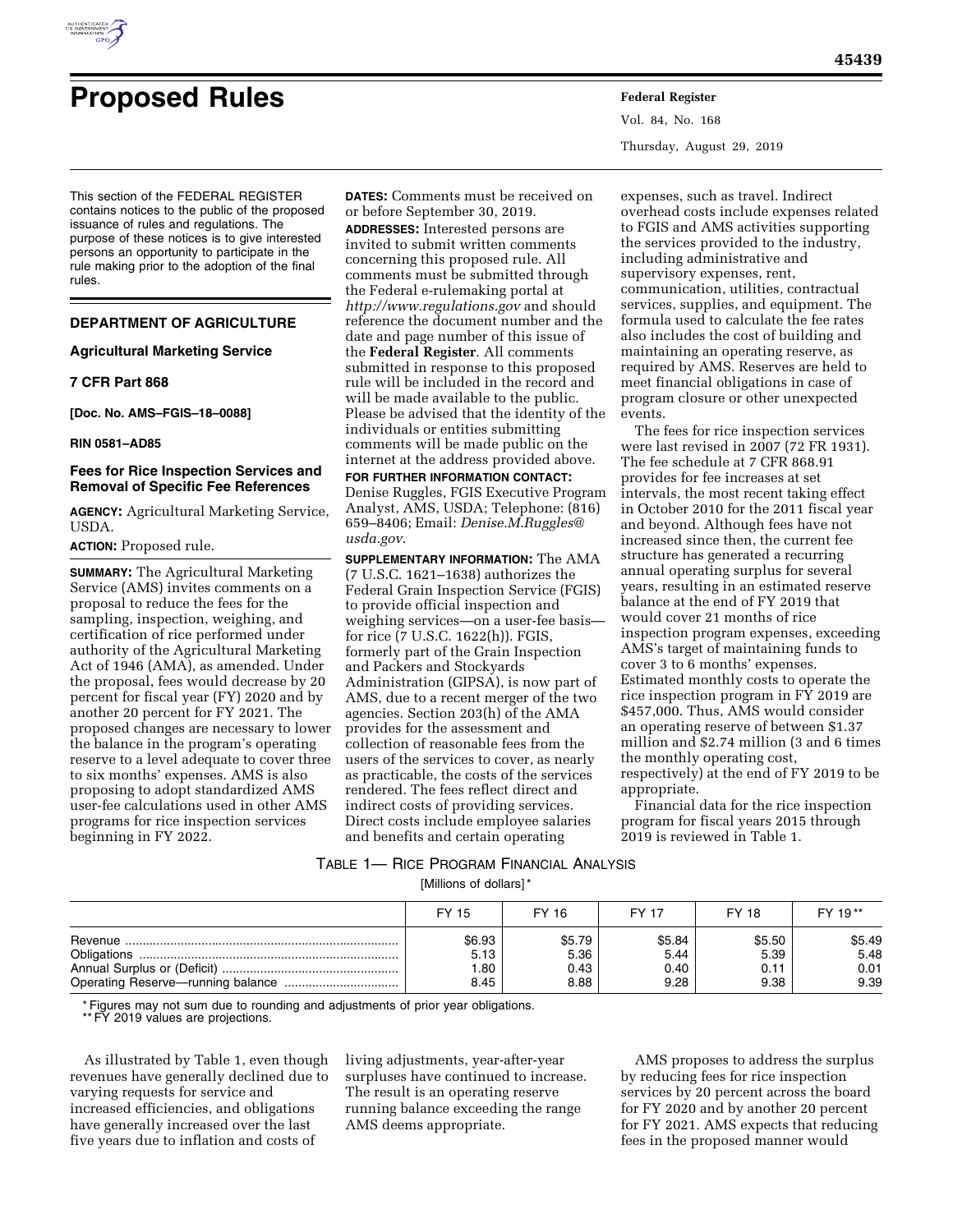# Proposed Rules

This section of the FEDERAL REGISTER contains notices to the public of the proposed issuance of rules and regulations. The purpose of these notices is to give interested persons an opportunity to participate in the rule making prior to the adoption of the final rules.

## DEPARTMENT OF AGRICULTURE

### Agricultural Marketing Service

### 7 CFR Part 868

**[Doc. No. AMS–FGIS–18–0088]**

**RIN 0581–AD85**

### Fees for Rice Inspection Services and Removal of Specific Fee References

**AGENCY:** Agricultural Marketing Service, USDA.

**ACTION:** Proposed rule.

**SUMMARY:** The Agricultural Marketing Service (AMS) invites comments on a proposal to reduce the fees for the sampling, inspection, weighing, and certification of rice performed under authority of the Agricultural Marketing Act of 1946 (AMA), as amended. Under the proposal, fees would decrease by 20 percent for fiscal year (FY) 2020 and by another 20 percent for FY 2021. The proposed changes are necessary to lower the balance in the program's operating reserve to a level adequate to cover three to six months' expenses. AMS is also proposing to adopt standardized AMS user-fee calculations used in other AMS programs for rice inspection services beginning in FY 2022.

**DATES:** Comments must be received on or before September 30, 2019.

**ADDRESSES:** Interested persons are invited to submit written comments concerning this proposed rule. All comments must be submitted through the Federal e-rulemaking portal at *http://www.regulations.gov* and should reference the document number and the date and page number of this issue of the **Federal Register**. All comments submitted in response to this proposed rule will be included in the record and will be made available to the public. Please be advised that the identity of the individuals or entities submitting comments will be made public on the internet at the address provided above.

**FOR FURTHER INFORMATION CONTACT:** Denise Ruggles, FGIS Executive Program Analyst, AMS, USDA; Telephone: (816) 659–8406; Email: *Denise.M.Ruggles@usda.gov*.

**SUPPLEMENTARY INFORMATION:** The AMA (7 U.S.C. 1621–1638) authorizes the Federal Grain Inspection Service (FGIS) to provide official inspection and weighing services—on a user-fee basis—for rice (7 U.S.C. 1622(h)). FGIS, formerly part of the Grain Inspection and Packers and Stockyards Administration (GIPSA), is now part of AMS, due to a recent merger of the two agencies. Section 203(h) of the AMA provides for the assessment and collection of reasonable fees from the users of the services to cover, as nearly as practicable, the costs of the services rendered. The fees reflect direct and indirect costs of providing services. Direct costs include employee salaries and benefits and certain operating expenses, such as travel. Indirect overhead costs include expenses related to FGIS and AMS activities supporting the services provided to the industry, including administrative and supervisory expenses, rent, communication, utilities, contractual services, supplies, and equipment. The formula used to calculate the fee rates also includes the cost of building and maintaining an operating reserve, as required by AMS. Reserves are held to meet financial obligations in case of program closure or other unexpected events.

The fees for rice inspection services were last revised in 2007 (72 FR 1931). The fee schedule at 7 CFR 868.91 provides for fee increases at set intervals, the most recent taking effect in October 2010 for the 2011 fiscal year and beyond. Although fees have not increased since then, the current fee structure has generated a recurring annual operating surplus for several years, resulting in an estimated reserve balance at the end of FY 2019 that would cover 21 months of rice inspection program expenses, exceeding AMS's target of maintaining funds to cover 3 to 6 months' expenses. Estimated monthly costs to operate the rice inspection program in FY 2019 are $457,000. Thus, AMS would consider an operating reserve of between $1.37 million and $2.74 million (3 and 6 times the monthly operating cost, respectively) at the end of FY 2019 to be appropriate.

Financial data for the rice inspection program for fiscal years 2015 through 2019 is reviewed in Table 1.

TABLE 1—RICE PROGRAM FINANCIAL ANALYSIS

[Millions of dollars]*

| | FY 15 | FY 16 | FY 17 | FY 18 | FY 19** |
|---|---|---|---|---|---|
| Revenue | $6.93 | $5.79 | $5.84 | $5.50 | $5.49 |
| Obligations | 5.13 | 5.36 | 5.44 | 5.39 | 5.48 |
| Annual Surplus or (Deficit) | 1.80 | 0.43 | 0.40 | 0.11 | 0.01 |
| Operating Reserve—running balance | 8.45 | 8.88 | 9.28 | 9.38 | 9.39 |

\* Figures may not sum due to rounding and adjustments of prior year obligations.
\** FY 2019 values are projections.

As illustrated by Table 1, even though revenues have generally declined due to varying requests for service and increased efficiencies, and obligations have generally increased over the last five years due to inflation and costs of living adjustments, year-after-year surpluses have continued to increase. The result is an operating reserve running balance exceeding the range AMS deems appropriate.

AMS proposes to address the surplus by reducing fees for rice inspection services by 20 percent across the board for FY 2020 and by another 20 percent for FY 2021. AMS expects that reducing fees in the proposed manner would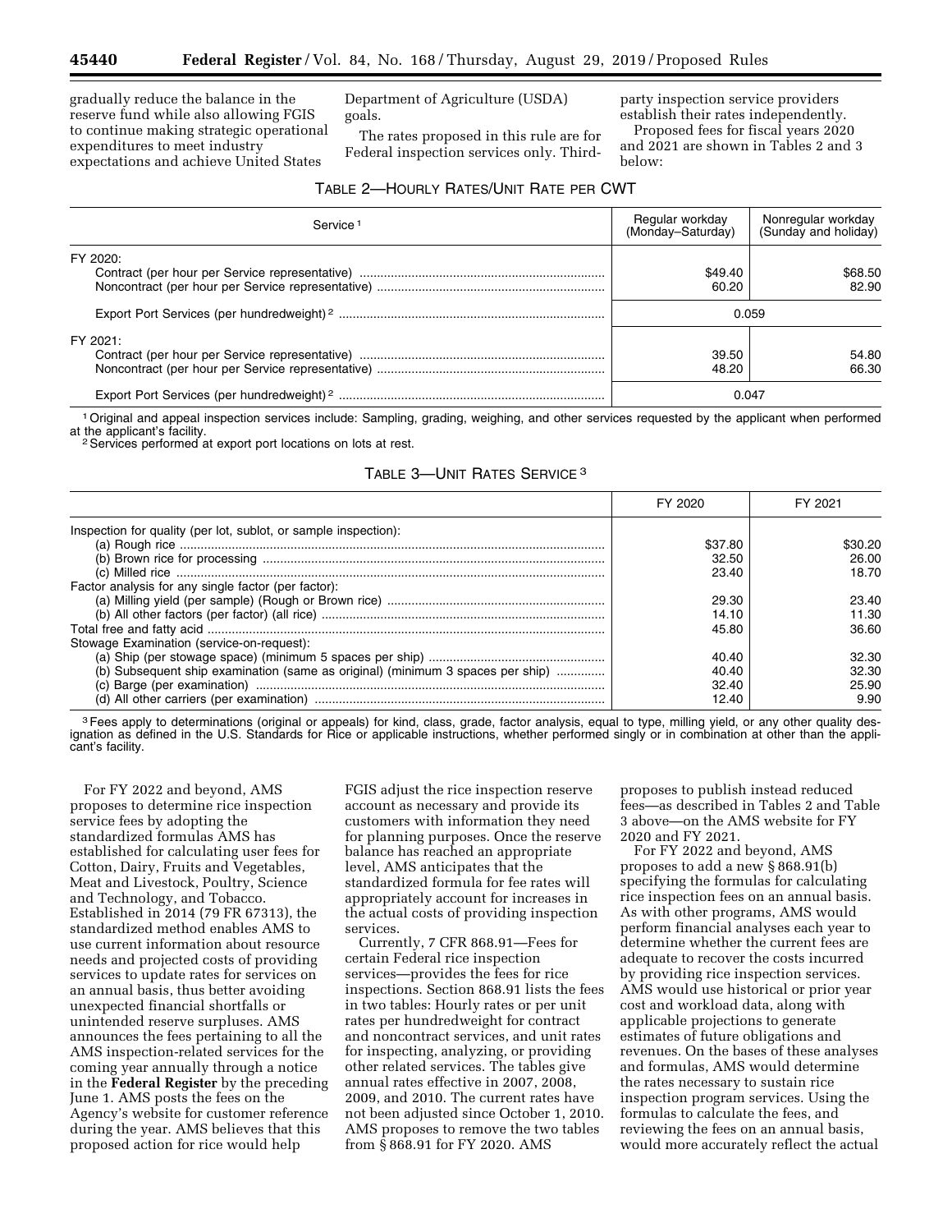gradually reduce the balance in the reserve fund while also allowing FGIS to continue making strategic operational expenditures to meet industry expectations and achieve United States Department of Agriculture (USDA) goals.

The rates proposed in this rule are for Federal inspection services only. Third-party inspection service providers establish their rates independently.

Proposed fees for fiscal years 2020 and 2021 are shown in Tables 2 and 3 below:

TABLE 2—HOURLY RATES/UNIT RATE PER CWT

| Service [1] | Regular workday (Monday–Saturday) | Nonregular workday (Sunday and holiday) |
|---|---|---|
| FY 2020: | | |
| Contract (per hour per Service representative) | $49.40 | $68.50 |
| Noncontract (per hour per Service representative) | 60.20 | 82.90 |
| Export Port Services (per hundredweight) [2] | 0.059 | |
| FY 2021: | | |
| Contract (per hour per Service representative) | 39.50 | 54.80 |
| Noncontract (per hour per Service representative) | 48.20 | 66.30 |
| Export Port Services (per hundredweight) [2] | 0.047 | |

[1] Original and appeal inspection services include: Sampling, grading, weighing, and other services requested by the applicant when performed at the applicant's facility.

[2] Services performed at export port locations on lots at rest.

TABLE 3—UNIT RATES SERVICE [3]

| | FY 2020 | FY 2021 |
|---|---|---|
| Inspection for quality (per lot, sublot, or sample inspection): | | |
| (a) Rough rice | $37.80 | $30.20 |
| (b) Brown rice for processing | 32.50 | 26.00 |
| (c) Milled rice | 23.40 | 18.70 |
| Factor analysis for any single factor (per factor): | | |
| (a) Milling yield (per sample) (Rough or Brown rice) | 29.30 | 23.40 |
| (b) All other factors (per factor) (all rice) | 14.10 | 11.30 |
| Total free and fatty acid | 45.80 | 36.60 |
| Stowage Examination (service-on-request): | | |
| (a) Ship (per stowage space) (minimum 5 spaces per ship) | 40.40 | 32.30 |
| (b) Subsequent ship examination (same as original) (minimum 3 spaces per ship) | 40.40 | 32.30 |
| (c) Barge (per examination) | 32.40 | 25.90 |
| (d) All other carriers (per examination) | 12.40 | 9.90 |

[3] Fees apply to determinations (original or appeals) for kind, class, grade, factor analysis, equal to type, milling yield, or any other quality designation as defined in the U.S. Standards for Rice or applicable instructions, whether performed singly or in combination at other than the applicant's facility.

For FY 2022 and beyond, AMS proposes to determine rice inspection service fees by adopting the standardized formulas AMS has established for calculating user fees for Cotton, Dairy, Fruits and Vegetables, Meat and Livestock, Poultry, Science and Technology, and Tobacco. Established in 2014 (79 FR 67313), the standardized method enables AMS to use current information about resource needs and projected costs of providing services to update rates for services on an annual basis, thus better avoiding unexpected financial shortfalls or unintended reserve surpluses. AMS announces the fees pertaining to all the AMS inspection-related services for the coming year annually through a notice in the **Federal Register** by the preceding June 1. AMS posts the fees on the Agency's website for customer reference during the year. AMS believes that this proposed action for rice would help FGIS adjust the rice inspection reserve account as necessary and provide its customers with information they need for planning purposes. Once the reserve balance has reached an appropriate level, AMS anticipates that the standardized formula for fee rates will appropriately account for increases in the actual costs of providing inspection services.

Currently, 7 CFR 868.91—Fees for certain Federal rice inspection services—provides the fees for rice inspections. Section 868.91 lists the fees in two tables: Hourly rates or per unit rates per hundredweight for contract and noncontract services, and unit rates for inspecting, analyzing, or providing other related services. The tables give annual rates effective in 2007, 2008, 2009, and 2010. The current rates have not been adjusted since October 1, 2010. AMS proposes to remove the two tables from § 868.91 for FY 2020. AMS proposes to publish instead reduced fees—as described in Tables 2 and Table 3 above—on the AMS website for FY 2020 and FY 2021.

For FY 2022 and beyond, AMS proposes to add a new § 868.91(b) specifying the formulas for calculating rice inspection fees on an annual basis. As with other programs, AMS would perform financial analyses each year to determine whether the current fees are adequate to recover the costs incurred by providing rice inspection services. AMS would use historical or prior year cost and workload data, along with applicable projections to generate estimates of future obligations and revenues. On the bases of these analyses and formulas, AMS would determine the rates necessary to sustain rice inspection program services. Using the formulas to calculate the fees, and reviewing the fees on an annual basis, would more accurately reflect the actual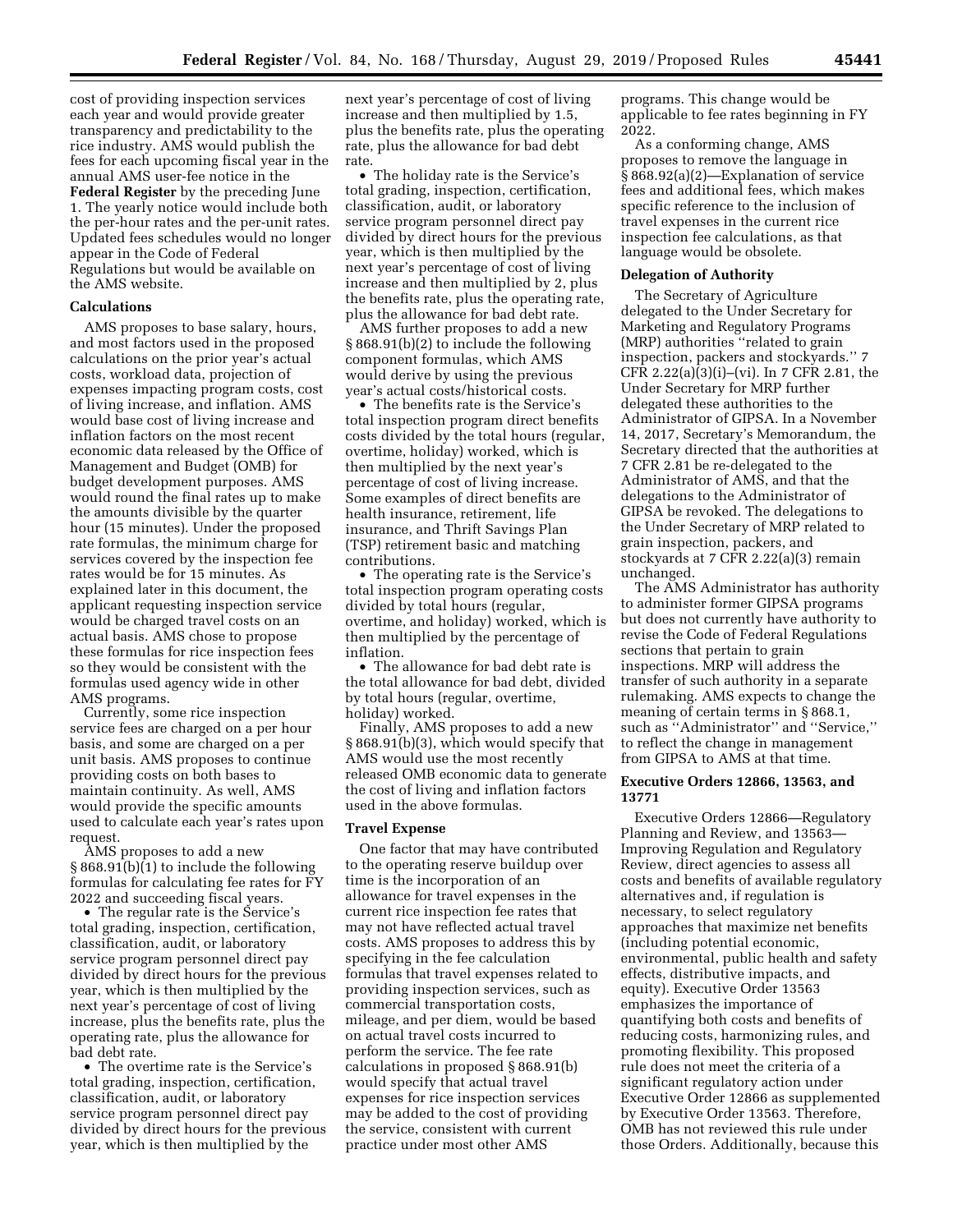cost of providing inspection services each year and would provide greater transparency and predictability to the rice industry. AMS would publish the fees for each upcoming fiscal year in the annual AMS user-fee notice in the **Federal Register** by the preceding June 1. The yearly notice would include both the per-hour rates and the per-unit rates. Updated fees schedules would no longer appear in the Code of Federal Regulations but would be available on the AMS website.

**Calculations**

AMS proposes to base salary, hours, and most factors used in the proposed calculations on the prior year's actual costs, workload data, projection of expenses impacting program costs, cost of living increase, and inflation. AMS would base cost of living increase and inflation factors on the most recent economic data released by the Office of Management and Budget (OMB) for budget development purposes. AMS would round the final rates up to make the amounts divisible by the quarter hour (15 minutes). Under the proposed rate formulas, the minimum charge for services covered by the inspection fee rates would be for 15 minutes. As explained later in this document, the applicant requesting inspection service would be charged travel costs on an actual basis. AMS chose to propose these formulas for rice inspection fees so they would be consistent with the formulas used agency wide in other AMS programs.

Currently, some rice inspection service fees are charged on a per hour basis, and some are charged on a per unit basis. AMS proposes to continue providing costs on both bases to maintain continuity. As well, AMS would provide the specific amounts used to calculate each year's rates upon request.

AMS proposes to add a new § 868.91(b)(1) to include the following formulas for calculating fee rates for FY 2022 and succeeding fiscal years.

- The regular rate is the Service's total grading, inspection, certification, classification, audit, or laboratory service program personnel direct pay divided by direct hours for the previous year, which is then multiplied by the next year's percentage of cost of living increase, plus the benefits rate, plus the operating rate, plus the allowance for bad debt rate.
- The overtime rate is the Service's total grading, inspection, certification, classification, audit, or laboratory service program personnel direct pay divided by direct hours for the previous year, which is then multiplied by the next year's percentage of cost of living increase and then multiplied by 1.5, plus the benefits rate, plus the operating rate, plus the allowance for bad debt rate.
- The holiday rate is the Service's total grading, inspection, certification, classification, audit, or laboratory service program personnel direct pay divided by direct hours for the previous year, which is then multiplied by the next year's percentage of cost of living increase and then multiplied by 2, plus the benefits rate, plus the operating rate, plus the allowance for bad debt rate.

AMS further proposes to add a new § 868.91(b)(2) to include the following component formulas, which AMS would derive by using the previous year's actual costs/historical costs.

- The benefits rate is the Service's total inspection program direct benefits costs divided by the total hours (regular, overtime, holiday) worked, which is then multiplied by the next year's percentage of cost of living increase. Some examples of direct benefits are health insurance, retirement, life insurance, and Thrift Savings Plan (TSP) retirement basic and matching contributions.
- The operating rate is the Service's total inspection program operating costs divided by total hours (regular, overtime, and holiday) worked, which is then multiplied by the percentage of inflation.
- The allowance for bad debt rate is the total allowance for bad debt, divided by total hours (regular, overtime, holiday) worked.

Finally, AMS proposes to add a new § 868.91(b)(3), which would specify that AMS would use the most recently released OMB economic data to generate the cost of living and inflation factors used in the above formulas.

**Travel Expense**

One factor that may have contributed to the operating reserve buildup over time is the incorporation of an allowance for travel expenses in the current rice inspection fee rates that may not have reflected actual travel costs. AMS proposes to address this by specifying in the fee calculation formulas that travel expenses related to providing inspection services, such as commercial transportation costs, mileage, and per diem, would be based on actual travel costs incurred to perform the service. The fee rate calculations in proposed § 868.91(b) would specify that actual travel expenses for rice inspection services may be added to the cost of providing the service, consistent with current practice under most other AMS programs. This change would be applicable to fee rates beginning in FY 2022.

As a conforming change, AMS proposes to remove the language in § 868.92(a)(2)—Explanation of service fees and additional fees, which makes specific reference to the inclusion of travel expenses in the current rice inspection fee calculations, as that language would be obsolete.

**Delegation of Authority**

The Secretary of Agriculture delegated to the Under Secretary for Marketing and Regulatory Programs (MRP) authorities "related to grain inspection, packers and stockyards." 7 CFR 2.22(a)(3)(i)–(vi). In 7 CFR 2.81, the Under Secretary for MRP further delegated these authorities to the Administrator of GIPSA. In a November 14, 2017, Secretary's Memorandum, the Secretary directed that the authorities at 7 CFR 2.81 be re-delegated to the Administrator of AMS, and that the delegations to the Administrator of GIPSA be revoked. The delegations to the Under Secretary of MRP related to grain inspection, packers, and stockyards at 7 CFR 2.22(a)(3) remain unchanged.

The AMS Administrator has authority to administer former GIPSA programs but does not currently have authority to revise the Code of Federal Regulations sections that pertain to grain inspections. MRP will address the transfer of such authority in a separate rulemaking. AMS expects to change the meaning of certain terms in § 868.1, such as "Administrator" and "Service," to reflect the change in management from GIPSA to AMS at that time.

**Executive Orders 12866, 13563, and 13771**

Executive Orders 12866—Regulatory Planning and Review, and 13563—Improving Regulation and Regulatory Review, direct agencies to assess all costs and benefits of available regulatory alternatives and, if regulation is necessary, to select regulatory approaches that maximize net benefits (including potential economic, environmental, public health and safety effects, distributive impacts, and equity). Executive Order 13563 emphasizes the importance of quantifying both costs and benefits of reducing costs, harmonizing rules, and promoting flexibility. This proposed rule does not meet the criteria of a significant regulatory action under Executive Order 12866 as supplemented by Executive Order 13563. Therefore, OMB has not reviewed this rule under those Orders. Additionally, because this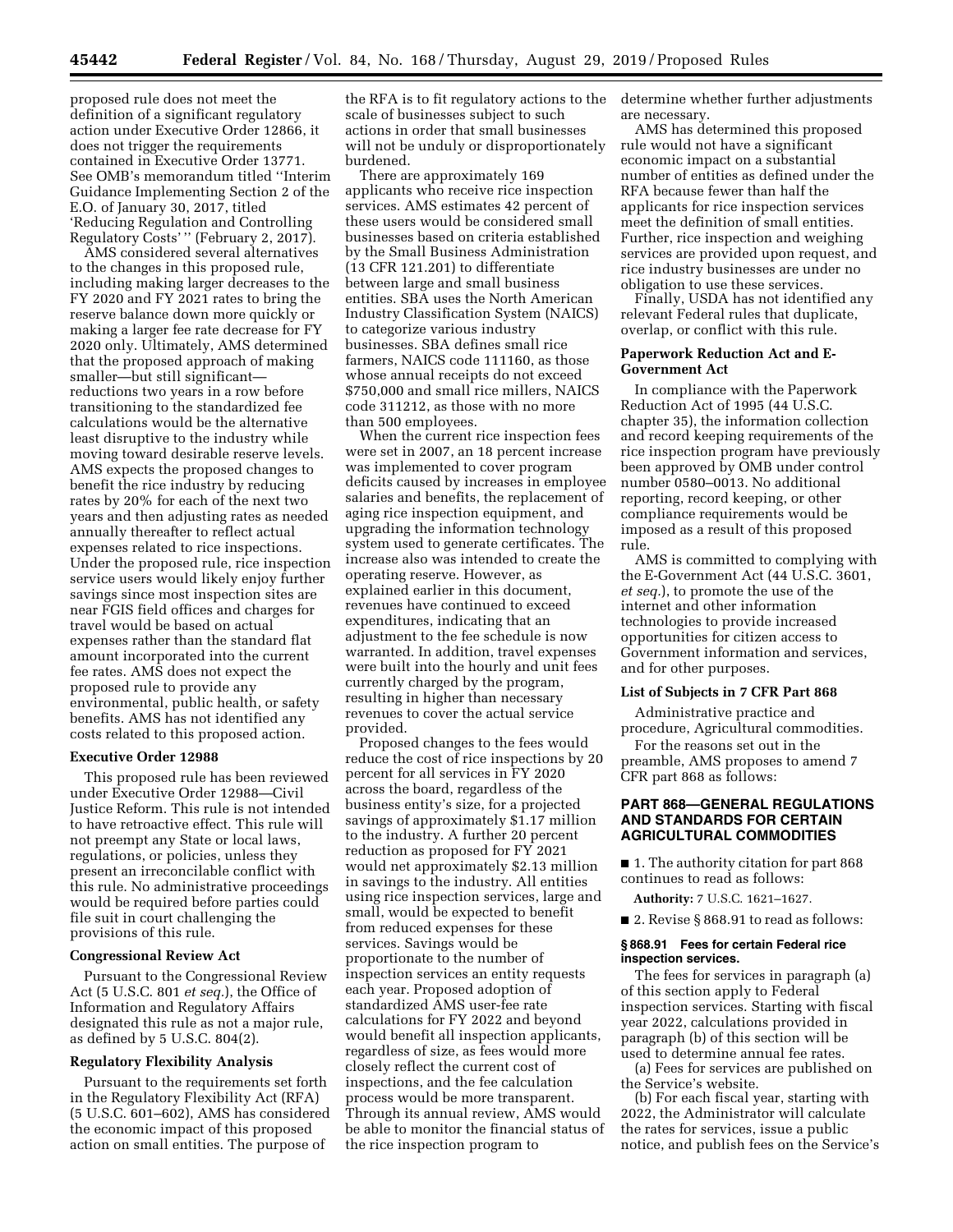proposed rule does not meet the definition of a significant regulatory action under Executive Order 12866, it does not trigger the requirements contained in Executive Order 13771. See OMB's memorandum titled ''Interim Guidance Implementing Section 2 of the E.O. of January 30, 2017, titled 'Reducing Regulation and Controlling Regulatory Costs' '' (February 2, 2017).

AMS considered several alternatives to the changes in this proposed rule, including making larger decreases to the FY 2020 and FY 2021 rates to bring the reserve balance down more quickly or making a larger fee rate decrease for FY 2020 only. Ultimately, AMS determined that the proposed approach of making smaller—but still significant—reductions two years in a row before transitioning to the standardized fee calculations would be the alternative least disruptive to the industry while moving toward desirable reserve levels. AMS expects the proposed changes to benefit the rice industry by reducing rates by 20% for each of the next two years and then adjusting rates as needed annually thereafter to reflect actual expenses related to rice inspections. Under the proposed rule, rice inspection service users would likely enjoy further savings since most inspection sites are near FGIS field offices and charges for travel would be based on actual expenses rather than the standard flat amount incorporated into the current fee rates. AMS does not expect the proposed rule to provide any environmental, public health, or safety benefits. AMS has not identified any costs related to this proposed action.

### Executive Order 12988

This proposed rule has been reviewed under Executive Order 12988—Civil Justice Reform. This rule is not intended to have retroactive effect. This rule will not preempt any State or local laws, regulations, or policies, unless they present an irreconcilable conflict with this rule. No administrative proceedings would be required before parties could file suit in court challenging the provisions of this rule.

### Congressional Review Act

Pursuant to the Congressional Review Act (5 U.S.C. 801 *et seq.*), the Office of Information and Regulatory Affairs designated this rule as not a major rule, as defined by 5 U.S.C. 804(2).

### Regulatory Flexibility Analysis

Pursuant to the requirements set forth in the Regulatory Flexibility Act (RFA) (5 U.S.C. 601–602), AMS has considered the economic impact of this proposed action on small entities. The purpose of the RFA is to fit regulatory actions to the scale of businesses subject to such actions in order that small businesses will not be unduly or disproportionately burdened.

There are approximately 169 applicants who receive rice inspection services. AMS estimates 42 percent of these users would be considered small businesses based on criteria established by the Small Business Administration (13 CFR 121.201) to differentiate between large and small business entities. SBA uses the North American Industry Classification System (NAICS) to categorize various industry businesses. SBA defines small rice farmers, NAICS code 111160, as those whose annual receipts do not exceed $750,000 and small rice millers, NAICS code 311212, as those with no more than 500 employees.

When the current rice inspection fees were set in 2007, an 18 percent increase was implemented to cover program deficits caused by increases in employee salaries and benefits, the replacement of aging rice inspection equipment, and upgrading the information technology system used to generate certificates. The increase also was intended to create the operating reserve. However, as explained earlier in this document, revenues have continued to exceed expenditures, indicating that an adjustment to the fee schedule is now warranted. In addition, travel expenses were built into the hourly and unit fees currently charged by the program, resulting in higher than necessary revenues to cover the actual service provided.

Proposed changes to the fees would reduce the cost of rice inspections by 20 percent for all services in FY 2020 across the board, regardless of the business entity's size, for a projected savings of approximately $1.17 million to the industry. A further 20 percent reduction as proposed for FY 2021 would net approximately $2.13 million in savings to the industry. All entities using rice inspection services, large and small, would be expected to benefit from reduced expenses for these services. Savings would be proportionate to the number of inspection services an entity requests each year. Proposed adoption of standardized AMS user-fee rate calculations for FY 2022 and beyond would benefit all inspection applicants, regardless of size, as fees would more closely reflect the current cost of inspections, and the fee calculation process would be more transparent. Through its annual review, AMS would be able to monitor the financial status of the rice inspection program to determine whether further adjustments are necessary.

AMS has determined this proposed rule would not have a significant economic impact on a substantial number of entities as defined under the RFA because fewer than half the applicants for rice inspection services meet the definition of small entities. Further, rice inspection and weighing services are provided upon request, and rice industry businesses are under no obligation to use these services.

Finally, USDA has not identified any relevant Federal rules that duplicate, overlap, or conflict with this rule.

### Paperwork Reduction Act and E-Government Act

In compliance with the Paperwork Reduction Act of 1995 (44 U.S.C. chapter 35), the information collection and record keeping requirements of the rice inspection program have previously been approved by OMB under control number 0580–0013. No additional reporting, record keeping, or other compliance requirements would be imposed as a result of this proposed rule.

AMS is committed to complying with the E-Government Act (44 U.S.C. 3601, *et seq.*), to promote the use of the internet and other information technologies to provide increased opportunities for citizen access to Government information and services, and for other purposes.

### List of Subjects in 7 CFR Part 868

Administrative practice and procedure, Agricultural commodities.

For the reasons set out in the preamble, AMS proposes to amend 7 CFR part 868 as follows:

## PART 868—GENERAL REGULATIONS AND STANDARDS FOR CERTAIN AGRICULTURAL COMMODITIES

■ 1. The authority citation for part 868 continues to read as follows:

**Authority:** 7 U.S.C. 1621–1627.

■ 2. Revise § 868.91 to read as follows:

**§ 868.91 Fees for certain Federal rice inspection services.**

The fees for services in paragraph (a) of this section apply to Federal inspection services. Starting with fiscal year 2022, calculations provided in paragraph (b) of this section will be used to determine annual fee rates.

(a) Fees for services are published on the Service's website.

(b) For each fiscal year, starting with 2022, the Administrator will calculate the rates for services, issue a public notice, and publish fees on the Service's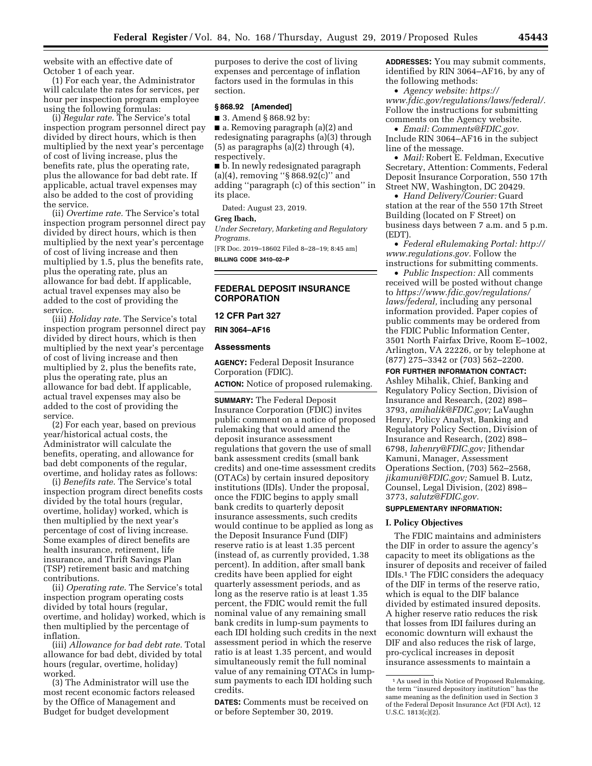website with an effective date of October 1 of each year.

(1) For each year, the Administrator will calculate the rates for services, per hour per inspection program employee using the following formulas:

(i) *Regular rate.* The Service's total inspection program personnel direct pay divided by direct hours, which is then multiplied by the next year's percentage of cost of living increase, plus the benefits rate, plus the operating rate, plus the allowance for bad debt rate. If applicable, actual travel expenses may also be added to the cost of providing the service.

(ii) *Overtime rate.* The Service's total inspection program personnel direct pay divided by direct hours, which is then multiplied by the next year's percentage of cost of living increase and then multiplied by 1.5, plus the benefits rate, plus the operating rate, plus an allowance for bad debt. If applicable, actual travel expenses may also be added to the cost of providing the service.

(iii) *Holiday rate.* The Service's total inspection program personnel direct pay divided by direct hours, which is then multiplied by the next year's percentage of cost of living increase and then multiplied by 2, plus the benefits rate, plus the operating rate, plus an allowance for bad debt. If applicable, actual travel expenses may also be added to the cost of providing the service.

(2) For each year, based on previous year/historical actual costs, the Administrator will calculate the benefits, operating, and allowance for bad debt components of the regular, overtime, and holiday rates as follows:

(i) *Benefits rate.* The Service's total inspection program direct benefits costs divided by the total hours (regular, overtime, holiday) worked, which is then multiplied by the next year's percentage of cost of living increase. Some examples of direct benefits are health insurance, retirement, life insurance, and Thrift Savings Plan (TSP) retirement basic and matching contributions.

(ii) *Operating rate.* The Service's total inspection program operating costs divided by total hours (regular, overtime, and holiday) worked, which is then multiplied by the percentage of inflation.

(iii) *Allowance for bad debt rate.* Total allowance for bad debt, divided by total hours (regular, overtime, holiday) worked.

(3) The Administrator will use the most recent economic factors released by the Office of Management and Budget for budget development purposes to derive the cost of living expenses and percentage of inflation factors used in the formulas in this section.

**§ 868.92 [Amended]**

■ 3. Amend § 868.92 by:

■ a. Removing paragraph (a)(2) and redesignating paragraphs (a)(3) through (5) as paragraphs (a)(2) through (4), respectively.

■ b. In newly redesignated paragraph (a)(4), removing "§ 868.92(c)" and adding "paragraph (c) of this section" in its place.

Dated: August 23, 2019.

**Greg Ibach,**

*Under Secretary, Marketing and Regulatory Programs.*

[FR Doc. 2019–18602 Filed 8–28–19; 8:45 am]

**BILLING CODE 3410–02–P**

---

## FEDERAL DEPOSIT INSURANCE CORPORATION

### 12 CFR Part 327

### RIN 3064–AF16

### Assessments

**AGENCY:** Federal Deposit Insurance Corporation (FDIC).

**ACTION:** Notice of proposed rulemaking.

**SUMMARY:** The Federal Deposit Insurance Corporation (FDIC) invites public comment on a notice of proposed rulemaking that would amend the deposit insurance assessment regulations that govern the use of small bank assessment credits (small bank credits) and one-time assessment credits (OTACs) by certain insured depository institutions (IDIs). Under the proposal, once the FDIC begins to apply small bank credits to quarterly deposit insurance assessments, such credits would continue to be applied as long as the Deposit Insurance Fund (DIF) reserve ratio is at least 1.35 percent (instead of, as currently provided, 1.38 percent). In addition, after small bank credits have been applied for eight quarterly assessment periods, and as long as the reserve ratio is at least 1.35 percent, the FDIC would remit the full nominal value of any remaining small bank credits in lump-sum payments to each IDI holding such credits in the next assessment period in which the reserve ratio is at least 1.35 percent, and would simultaneously remit the full nominal value of any remaining OTACs in lump-sum payments to each IDI holding such credits.

**DATES:** Comments must be received on or before September 30, 2019.

**ADDRESSES:** You may submit comments, identified by RIN 3064–AF16, by any of the following methods:

- *Agency website: https://www.fdic.gov/regulations/laws/federal/.* Follow the instructions for submitting comments on the Agency website.
- *Email: Comments@FDIC.gov.* Include RIN 3064–AF16 in the subject line of the message.
- *Mail:* Robert E. Feldman, Executive Secretary, Attention: Comments, Federal Deposit Insurance Corporation, 550 17th Street NW, Washington, DC 20429.
- *Hand Delivery/Courier:* Guard station at the rear of the 550 17th Street Building (located on F Street) on business days between 7 a.m. and 5 p.m. (EDT).
- *Federal eRulemaking Portal: http://www.regulations.gov.* Follow the instructions for submitting comments.
- *Public Inspection:* All comments received will be posted without change to *https://www.fdic.gov/regulations/laws/federal,* including any personal information provided. Paper copies of public comments may be ordered from the FDIC Public Information Center, 3501 North Fairfax Drive, Room E–1002, Arlington, VA 22226, or by telephone at (877) 275–3342 or (703) 562–2200.

**FOR FURTHER INFORMATION CONTACT:** Ashley Mihalik, Chief, Banking and Regulatory Policy Section, Division of Insurance and Research, (202) 898–3793, *amihalik@FDIC.gov;* LaVaughn Henry, Policy Analyst, Banking and Regulatory Policy Section, Division of Insurance and Research, (202) 898–6798, *lahenry@FDIC.gov;* Jithendar Kamuni, Manager, Assessment Operations Section, (703) 562–2568, *jikamuni@FDIC.gov;* Samuel B. Lutz, Counsel, Legal Division, (202) 898–3773, *salutz@FDIC.gov.*

**SUPPLEMENTARY INFORMATION:**

**I. Policy Objectives**

The FDIC maintains and administers the DIF in order to assure the agency's capacity to meet its obligations as the insurer of deposits and receiver of failed IDIs.[1] The FDIC considers the adequacy of the DIF in terms of the reserve ratio, which is equal to the DIF balance divided by estimated insured deposits. A higher reserve ratio reduces the risk that losses from IDI failures during an economic downturn will exhaust the DIF and also reduces the risk of large, pro-cyclical increases in deposit insurance assessments to maintain a

[1] As used in this Notice of Proposed Rulemaking, the term "insured depository institution" has the same meaning as the definition used in Section 3 of the Federal Deposit Insurance Act (FDI Act), 12 U.S.C. 1813(c)(2).